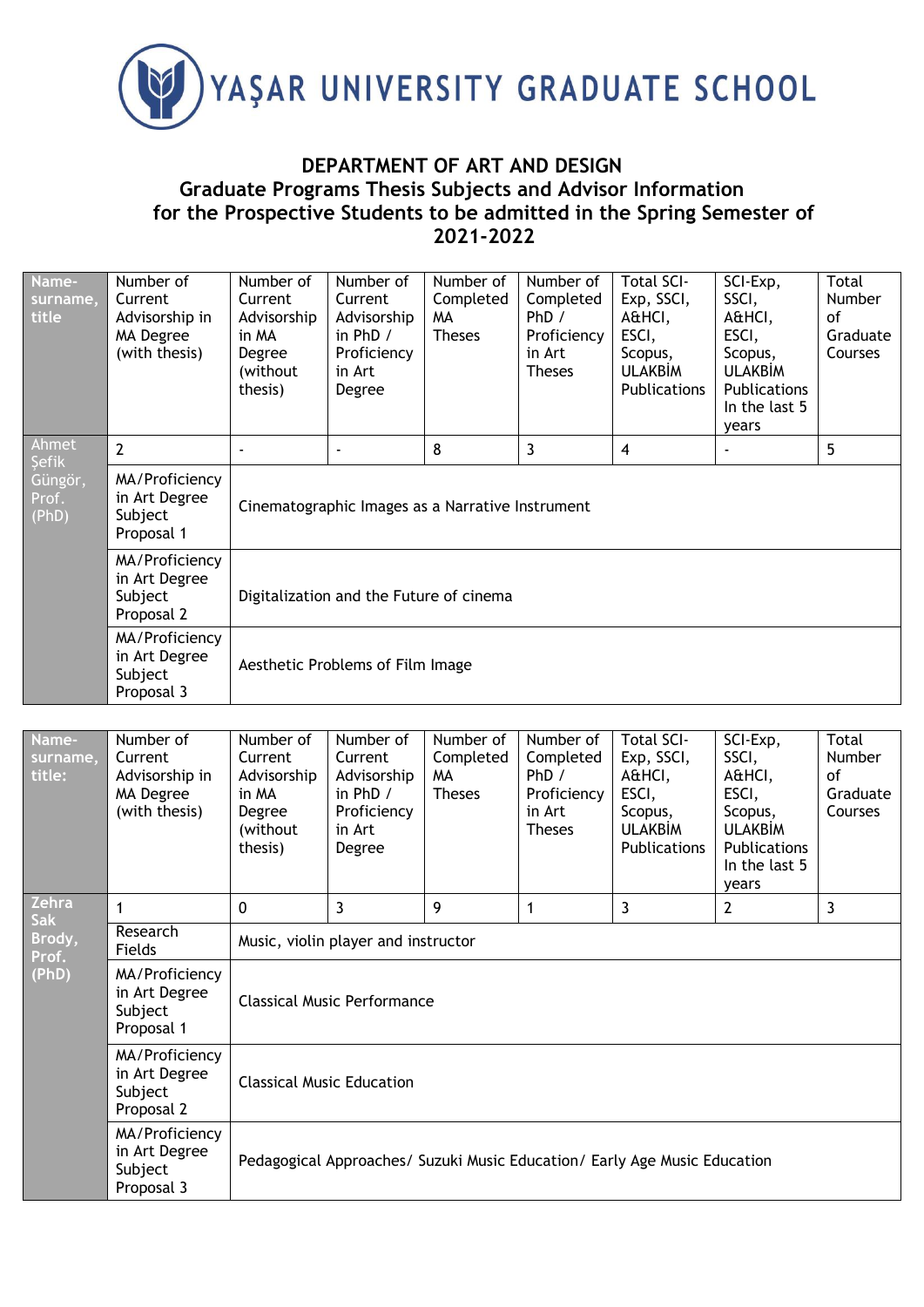# YAŞAR UNIVERSITY GRADUATE SCHOOL

## DEPARTMENT OF ART AND DESIGN
## Graduate Programs Thesis Subjects and Advisor Information for the Prospective Students to be admitted in the Spring Semester of 2021-2022

| Name-surname, title | Number of Current Advisorship in MA Degree (with thesis) | Number of Current Advisorship in MA Degree (without thesis) | Number of Current Advisorship in PhD / Proficiency in Art Degree | Number of Completed MA Theses | Number of Completed PhD / Proficiency in Art Theses | Total SCI-Exp, SSCI, A&HCI, ESCI, Scopus, ULAKBİM Publications | SCI-Exp, SSCI, A&HCI, ESCI, Scopus, ULAKBİM Publications In the last 5 years | Total Number of Graduate Courses |
|---|---|---|---|---|---|---|---|---|
| Ahmet Şefik Güngör, Prof. (PhD) | 2 | - | - | 8 | 3 | 4 | - | 5 |
| | MA/Proficiency in Art Degree Subject Proposal 1 | Cinematographic Images as a Narrative Instrument | | | | | | |
| | MA/Proficiency in Art Degree Subject Proposal 2 | Digitalization and the Future of cinema | | | | | | |
| | MA/Proficiency in Art Degree Subject Proposal 3 | Aesthetic Problems of Film Image | | | | | | |

| Name-surname, title: | Number of Current Advisorship in MA Degree (with thesis) | Number of Current Advisorship in MA Degree (without thesis) | Number of Current Advisorship in PhD / Proficiency in Art Degree | Number of Completed MA Theses | Number of Completed PhD / Proficiency in Art Theses | Total SCI-Exp, SSCI, A&HCI, ESCI, Scopus, ULAKBİM Publications | SCI-Exp, SSCI, A&HCI, ESCI, Scopus, ULAKBİM Publications In the last 5 years | Total Number of Graduate Courses |
|---|---|---|---|---|---|---|---|---|
| Zehra Sak Brody, Prof. (PhD) | 1 | 0 | 3 | 9 | 1 | 3 | 2 | 3 |
| | Research Fields | Music, violin player and instructor | | | | | | |
| | MA/Proficiency in Art Degree Subject Proposal 1 | Classical Music Performance | | | | | | |
| | MA/Proficiency in Art Degree Subject Proposal 2 | Classical Music Education | | | | | | |
| | MA/Proficiency in Art Degree Subject Proposal 3 | Pedagogical Approaches/ Suzuki Music Education/ Early Age Music Education | | | | | | |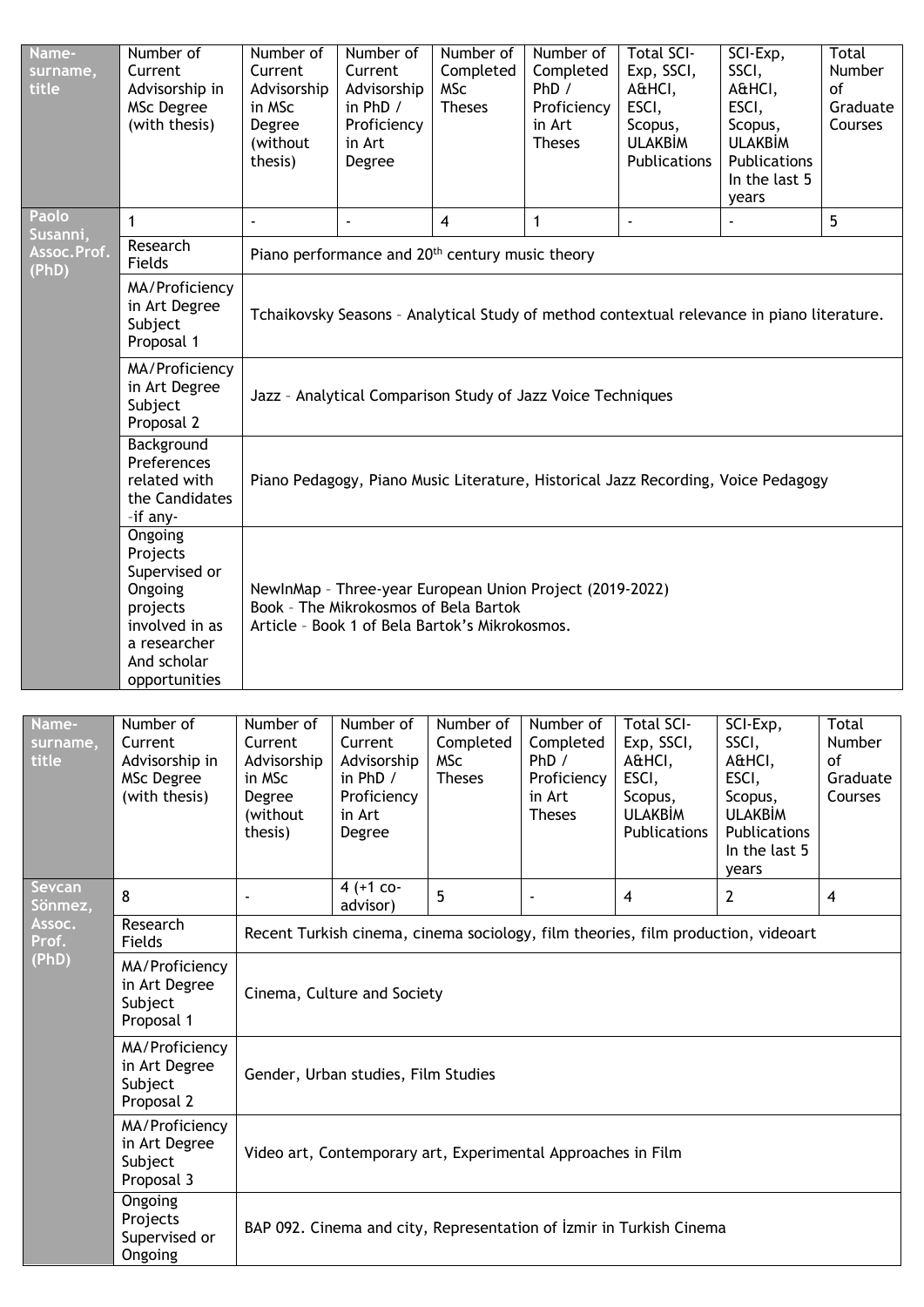| Name-surname, title | Number of Current Advisorship in MSc Degree (with thesis) | Number of Current Advisorship in MSc Degree (without thesis) | Number of Current Advisorship in PhD / Proficiency in Art Degree | Number of Completed MSc Theses | Number of Completed PhD / Proficiency in Art Theses | Total SCI-Exp, SSCI, A&HCI, ESCI, Scopus, ULAKBİM Publications | SCI-Exp, SSCI, A&HCI, ESCI, Scopus, ULAKBİM Publications In the last 5 years | Total Number of Graduate Courses |
|---|---|---|---|---|---|---|---|---|
| Paolo Susanni, Assoc.Prof. (PhD) | 1 | - | - | 4 | 1 | - | - | 5 |
| | Research Fields | Piano performance and 20th century music theory | | | | | | |
| | MA/Proficiency in Art Degree Subject Proposal 1 | Tchaikovsky Seasons – Analytical Study of method contextual relevance in piano literature. | | | | | | |
| | MA/Proficiency in Art Degree Subject Proposal 2 | Jazz – Analytical Comparison Study of Jazz Voice Techniques | | | | | | |
| | Background Preferences related with the Candidates –if any- | Piano Pedagogy, Piano Music Literature, Historical Jazz Recording, Voice Pedagogy | | | | | | |
| | Ongoing Projects Supervised or Ongoing projects involved in as a researcher And scholar opportunities | NewInMap – Three-year European Union Project (2019-2022)<br>Book – The Mikrokosmos of Bela Bartok<br>Article – Book 1 of Bela Bartok's Mikrokosmos. | | | | | | |

| Name-surname, title | Number of Current Advisorship in MSc Degree (with thesis) | Number of Current Advisorship in MSc Degree (without thesis) | Number of Current Advisorship in PhD / Proficiency in Art Degree | Number of Completed MSc Theses | Number of Completed PhD / Proficiency in Art Theses | Total SCI-Exp, SSCI, A&HCI, ESCI, Scopus, ULAKBİM Publications | SCI-Exp, SSCI, A&HCI, ESCI, Scopus, ULAKBİM Publications In the last 5 years | Total Number of Graduate Courses |
|---|---|---|---|---|---|---|---|---|
| Sevcan Sönmez, Assoc. Prof. (PhD) | 8 | - | 4 (+1 co-advisor) | 5 | - | 4 | 2 | 4 |
| | Research Fields | Recent Turkish cinema, cinema sociology, film theories, film production, videoart | | | | | | |
| | MA/Proficiency in Art Degree Subject Proposal 1 | Cinema, Culture and Society | | | | | | |
| | MA/Proficiency in Art Degree Subject Proposal 2 | Gender, Urban studies, Film Studies | | | | | | |
| | MA/Proficiency in Art Degree Subject Proposal 3 | Video art, Contemporary art, Experimental Approaches in Film | | | | | | |
| | Ongoing Projects Supervised or Ongoing | BAP 092. Cinema and city, Representation of İzmir in Turkish Cinema | | | | | | |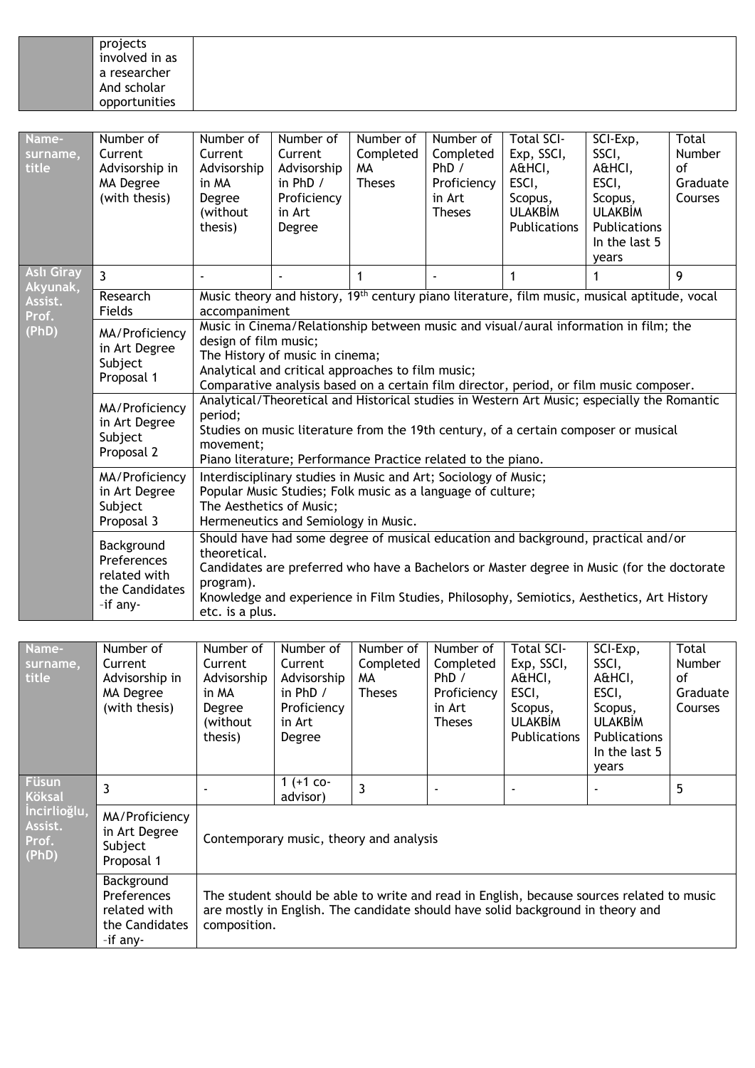| | projects involved in as a researcher And scholar opportunities |
|---|---|

| Name-surname, title | Number of Current Advisorship in MA Degree (with thesis) | Number of Current Advisorship in MA Degree (without thesis) | Number of Current Advisorship in PhD / Proficiency in Art Degree | Number of Completed MA Theses | Number of Completed PhD / Proficiency in Art Theses | Total SCI-Exp, SSCI, A&HCI, ESCI, Scopus, ULAKBİM Publications | SCI-Exp, SSCI, A&HCI, ESCI, Scopus, ULAKBİM Publications In the last 5 years | Total Number of Graduate Courses |
|---|---|---|---|---|---|---|---|---|
| Aslı Giray Akyunak, Assist. Prof. (PhD) | 3 | - | - | 1 | - | 1 | 1 | 9 |
| | Research Fields | Music theory and history, 19th century piano literature, film music, musical aptitude, vocal accompaniment | | | | | | |
| | MA/Proficiency in Art Degree Subject Proposal 1 | Music in Cinema/Relationship between music and visual/aural information in film; the design of film music; The History of music in cinema; Analytical and critical approaches to film music; Comparative analysis based on a certain film director, period, or film music composer. | | | | | | |
| | MA/Proficiency in Art Degree Subject Proposal 2 | Analytical/Theoretical and Historical studies in Western Art Music; especially the Romantic period; Studies on music literature from the 19th century, of a certain composer or musical movement; Piano literature; Performance Practice related to the piano. | | | | | | |
| | MA/Proficiency in Art Degree Subject Proposal 3 | Interdisciplinary studies in Music and Art; Sociology of Music; Popular Music Studies; Folk music as a language of culture; The Aesthetics of Music; Hermeneutics and Semiology in Music. | | | | | | |
| | Background Preferences related with the Candidates –if any- | Should have had some degree of musical education and background, practical and/or theoretical. Candidates are preferred who have a Bachelors or Master degree in Music (for the doctorate program). Knowledge and experience in Film Studies, Philosophy, Semiotics, Aesthetics, Art History etc. is a plus. | | | | | | |

| Name-surname, title | Number of Current Advisorship in MA Degree (with thesis) | Number of Current Advisorship in MA Degree (without thesis) | Number of Current Advisorship in PhD / Proficiency in Art Degree | Number of Completed MA Theses | Number of Completed PhD / Proficiency in Art Theses | Total SCI-Exp, SSCI, A&HCI, ESCI, Scopus, ULAKBİM Publications | SCI-Exp, SSCI, A&HCI, ESCI, Scopus, ULAKBİM Publications In the last 5 years | Total Number of Graduate Courses |
|---|---|---|---|---|---|---|---|---|
| Füsun Köksal İncirlioğlu, Assist. Prof. (PhD) | 3 | - | 1 (+1 co-advisor) | 3 | - | - | - | 5 |
| | MA/Proficiency in Art Degree Subject Proposal 1 | Contemporary music, theory and analysis | | | | | | |
| | Background Preferences related with the Candidates –if any- | The student should be able to write and read in English, because sources related to music are mostly in English. The candidate should have solid background in theory and composition. | | | | | | |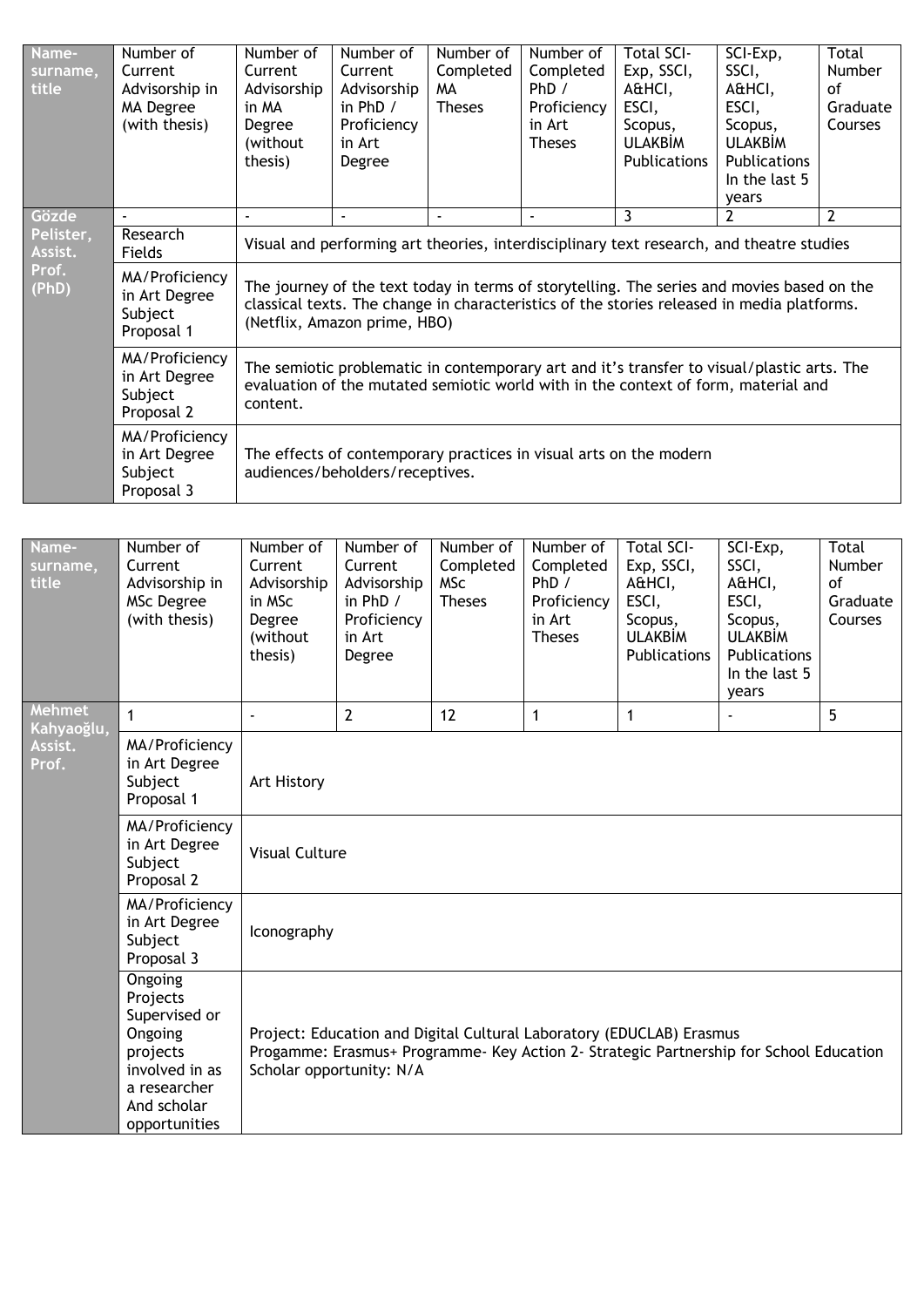| Name-surname, title | Number of Current Advisorship in MA Degree (with thesis) | Number of Current Advisorship in MA Degree (without thesis) | Number of Current Advisorship in PhD / Proficiency in Art Degree | Number of Completed MA Theses | Number of Completed PhD / Proficiency in Art Theses | Total SCI-Exp, SSCI, A&HCI, ESCI, ULAKBİM Publications | SCI-Exp, SSCI, A&HCI, ESCI, ULAKBİM Publications In the last 5 years | Total Number of Graduate Courses |
|---|---|---|---|---|---|---|---|---|
| Gözde Pelister, Assist. Prof. (PhD) | - | - | - | - | - | 3 | 2 | 2 |
| | Research Fields | Visual and performing art theories, interdisciplinary text research, and theatre studies | | | | | | |
| | MA/Proficiency in Art Degree Subject Proposal 1 | The journey of the text today in terms of storytelling. The series and movies based on the classical texts. The change in characteristics of the stories released in media platforms. (Netflix, Amazon prime, HBO) | | | | | | |
| | MA/Proficiency in Art Degree Subject Proposal 2 | The semiotic problematic in contemporary art and it's transfer to visual/plastic arts. The evaluation of the mutated semiotic world with in the context of form, material and content. | | | | | | |
| | MA/Proficiency in Art Degree Subject Proposal 3 | The effects of contemporary practices in visual arts on the modern audiences/beholders/receptives. | | | | | | |

| Name-surname, title | Number of Current Advisorship in MSc Degree (with thesis) | Number of Current Advisorship in MSc Degree (without thesis) | Number of Current Advisorship in PhD / Proficiency in Art Degree | Number of Completed MSc Theses | Number of Completed PhD / Proficiency in Art Theses | Total SCI-Exp, SSCI, A&HCI, ESCI, Scopus, ULAKBİM Publications | SCI-Exp, SSCI, A&HCI, ESCI, Scopus, ULAKBİM Publications In the last 5 years | Total Number of Graduate Courses |
|---|---|---|---|---|---|---|---|---|
| Mehmet Kahyaoğlu, Assist. Prof. | 1 | - | 2 | 12 | 1 | 1 | - | 5 |
| | MA/Proficiency in Art Degree Subject Proposal 1 | Art History | | | | | | |
| | MA/Proficiency in Art Degree Subject Proposal 2 | Visual Culture | | | | | | |
| | MA/Proficiency in Art Degree Subject Proposal 3 | Iconography | | | | | | |
| | Ongoing Projects Supervised or Ongoing projects involved in as a researcher And scholar opportunities | Project: Education and Digital Cultural Laboratory (EDUCLAB) Erasmus Progamme: Erasmus+ Programme- Key Action 2- Strategic Partnership for School Education Scholar opportunity: N/A | | | | | | |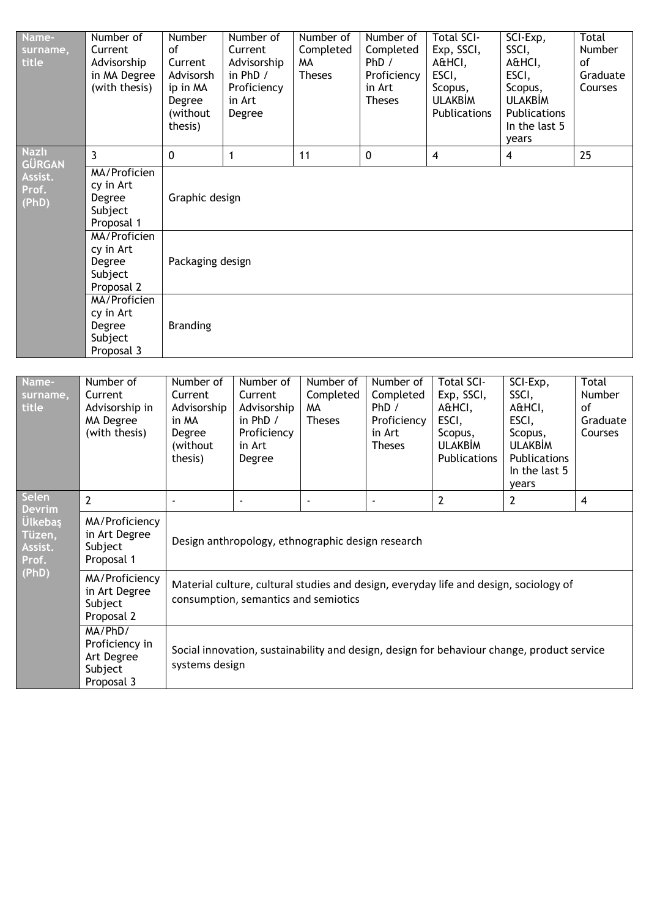| Name-surname, title | Number of Current Advisorship in MA Degree (with thesis) | Number of Current Advisorship in MA Degree (without thesis) | Number of Current Advisorship in PhD / Proficiency in Art Degree | Number of Completed MA Theses | Number of Completed PhD / Proficiency in Art Theses | Total SCI-Exp, SSCI, A&HCI, ESCI, Scopus, ULAKBİM Publications | SCI-Exp, SSCI, A&HCI, ESCI, Scopus, ULAKBİM Publications In the last 5 years | Total Number of Graduate Courses |
|---|---|---|---|---|---|---|---|---|
| Nazlı GÜRGAN Assist. Prof. (PhD) | 3 | 0 | 1 | 11 | 0 | 4 | 4 | 25 |
| | MA/Proficiency in Art Degree Subject Proposal 1 | Graphic design | | | | | | |
| | MA/Proficiency in Art Degree Subject Proposal 2 | Packaging design | | | | | | |
| | MA/Proficiency in Art Degree Subject Proposal 3 | Branding | | | | | | |

| Name-surname, title | Number of Current Advisorship in MA Degree (with thesis) | Number of Current Advisorship in MA Degree (without thesis) | Number of Current Advisorship in PhD / Proficiency in Art Degree | Number of Completed MA Theses | Number of Completed PhD / Proficiency in Art Theses | Total SCI-Exp, SSCI, A&HCI, ESCI, Scopus, ULAKBİM Publications | SCI-Exp, SSCI, A&HCI, ESCI, Scopus, ULAKBİM Publications In the last 5 years | Total Number of Graduate Courses |
|---|---|---|---|---|---|---|---|---|
| Selen Devrim Ülkebaş Tüzen, Assist. Prof. (PhD) | 2 | - | - | - | - | 2 | 2 | 4 |
| | MA/Proficiency in Art Degree Subject Proposal 1 | Design anthropology, ethnographic design research | | | | | | |
| | MA/Proficiency in Art Degree Subject Proposal 2 | Material culture, cultural studies and design, everyday life and design, sociology of consumption, semantics and semiotics | | | | | | |
| | MA/PhD/ Proficiency in Art Degree Subject Proposal 3 | Social innovation, sustainability and design, design for behaviour change, product service systems design | | | | | | |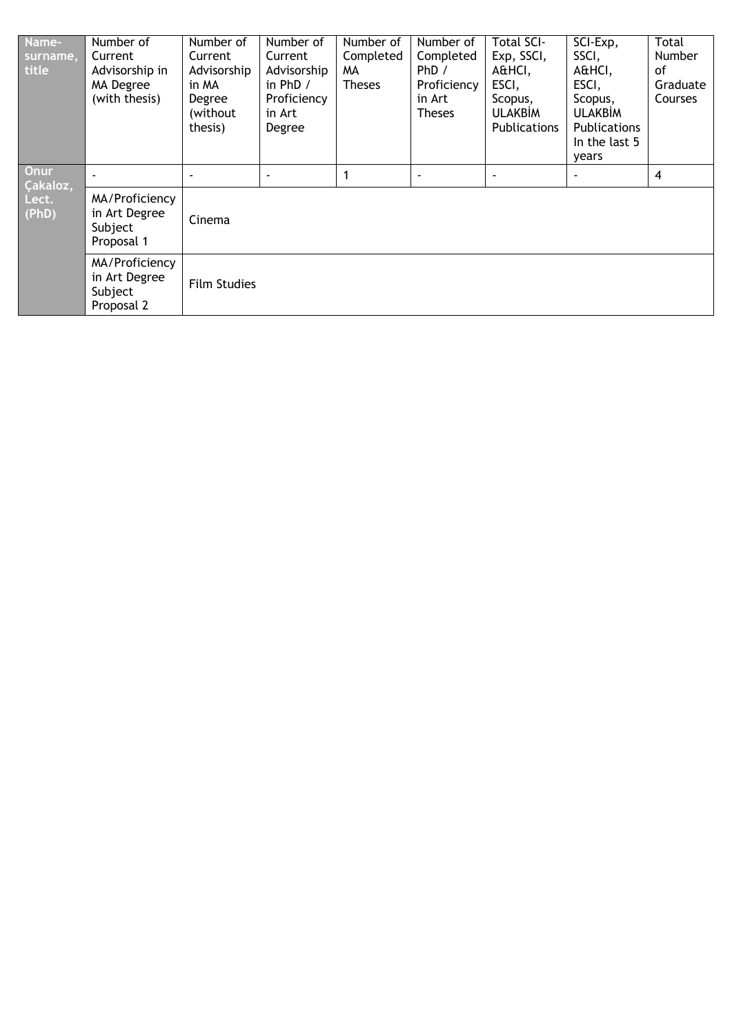| Name-surname, title | Number of Current Advisorship in MA Degree (with thesis) | Number of Current Advisorship in MA Degree (without thesis) | Number of Current Advisorship in PhD / Proficiency in Art Degree | Number of Completed MA Theses | Number of Completed PhD / Proficiency in Art Theses | Total SCI-Exp, SSCI, A&HCI, ESCI, Scopus, ULAKBİM Publications | SCI-Exp, SSCI, A&HCI, ESCI, Scopus, ULAKBİM Publications In the last 5 years | Total Number of Graduate Courses |
|---|---|---|---|---|---|---|---|---|
| Onur Çakaloz, Lect. (PhD) | - | - | - | 1 | - | - | - | 4 |
| | MA/Proficiency in Art Degree Subject Proposal 1 | Cinema | | | | | | |
| | MA/Proficiency in Art Degree Subject Proposal 2 | Film Studies | | | | | | |